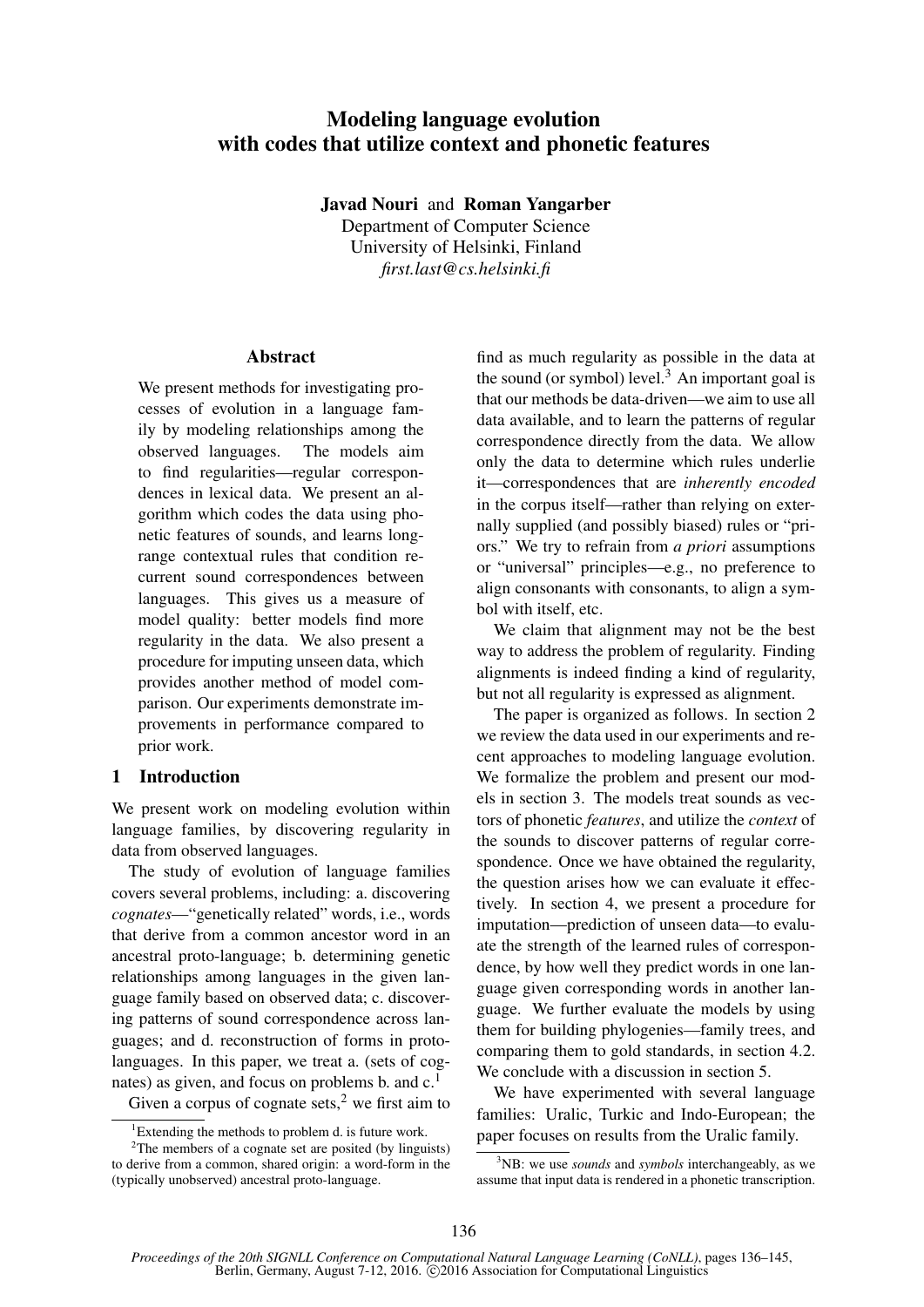# Modeling language evolution with codes that utilize context and phonetic features

**Javad Nouri** and **Roman Yangarber**
Department of Computer Science
University of Helsinki, Finland
*first.last@cs.helsinki.fi*

## Abstract

We present methods for investigating processes of evolution in a language family by modeling relationships among the observed languages. The models aim to find regularities—regular correspondences in lexical data. We present an algorithm which codes the data using phonetic features of sounds, and learns long-range contextual rules that condition recurrent sound correspondences between languages. This gives us a measure of model quality: better models find more regularity in the data. We also present a procedure for imputing unseen data, which provides another method of model comparison. Our experiments demonstrate improvements in performance compared to prior work.

## 1 Introduction

We present work on modeling evolution within language families, by discovering regularity in data from observed languages.

The study of evolution of language families covers several problems, including: a. discovering *cognates*—"genetically related" words, i.e., words that derive from a common ancestor word in an ancestral proto-language; b. determining genetic relationships among languages in the given language family based on observed data; c. discovering patterns of sound correspondence across languages; and d. reconstruction of forms in proto-languages. In this paper, we treat a. (sets of cognates) as given, and focus on problems b. and c.[1]

Given a corpus of cognate sets,[2] we first aim to find as much regularity as possible in the data at the sound (or symbol) level.[3] An important goal is that our methods be data-driven—we aim to use all data available, and to learn the patterns of regular correspondence directly from the data. We allow only the data to determine which rules underlie it—correspondences that are *inherently encoded* in the corpus itself—rather than relying on externally supplied (and possibly biased) rules or "priors." We try to refrain from *a priori* assumptions or "universal" principles—e.g., no preference to align consonants with consonants, to align a symbol with itself, etc.

We claim that alignment may not be the best way to address the problem of regularity. Finding alignments is indeed finding a kind of regularity, but not all regularity is expressed as alignment.

The paper is organized as follows. In section 2 we review the data used in our experiments and recent approaches to modeling language evolution. We formalize the problem and present our models in section 3. The models treat sounds as vectors of phonetic *features*, and utilize the *context* of the sounds to discover patterns of regular correspondence. Once we have obtained the regularity, the question arises how we can evaluate it effectively. In section 4, we present a procedure for imputation—prediction of unseen data—to evaluate the strength of the learned rules of correspondence, by how well they predict words in one language given corresponding words in another language. We further evaluate the models by using them for building phylogenies—family trees, and comparing them to gold standards, in section 4.2. We conclude with a discussion in section 5.

We have experimented with several language families: Uralic, Turkic and Indo-European; the paper focuses on results from the Uralic family.

[1] Extending the methods to problem d. is future work.

[2] The members of a cognate set are posited (by linguists) to derive from a common, shared origin: a word-form in the (typically unobserved) ancestral proto-language.

[3] NB: we use *sounds* and *symbols* interchangeably, as we assume that input data is rendered in a phonetic transcription.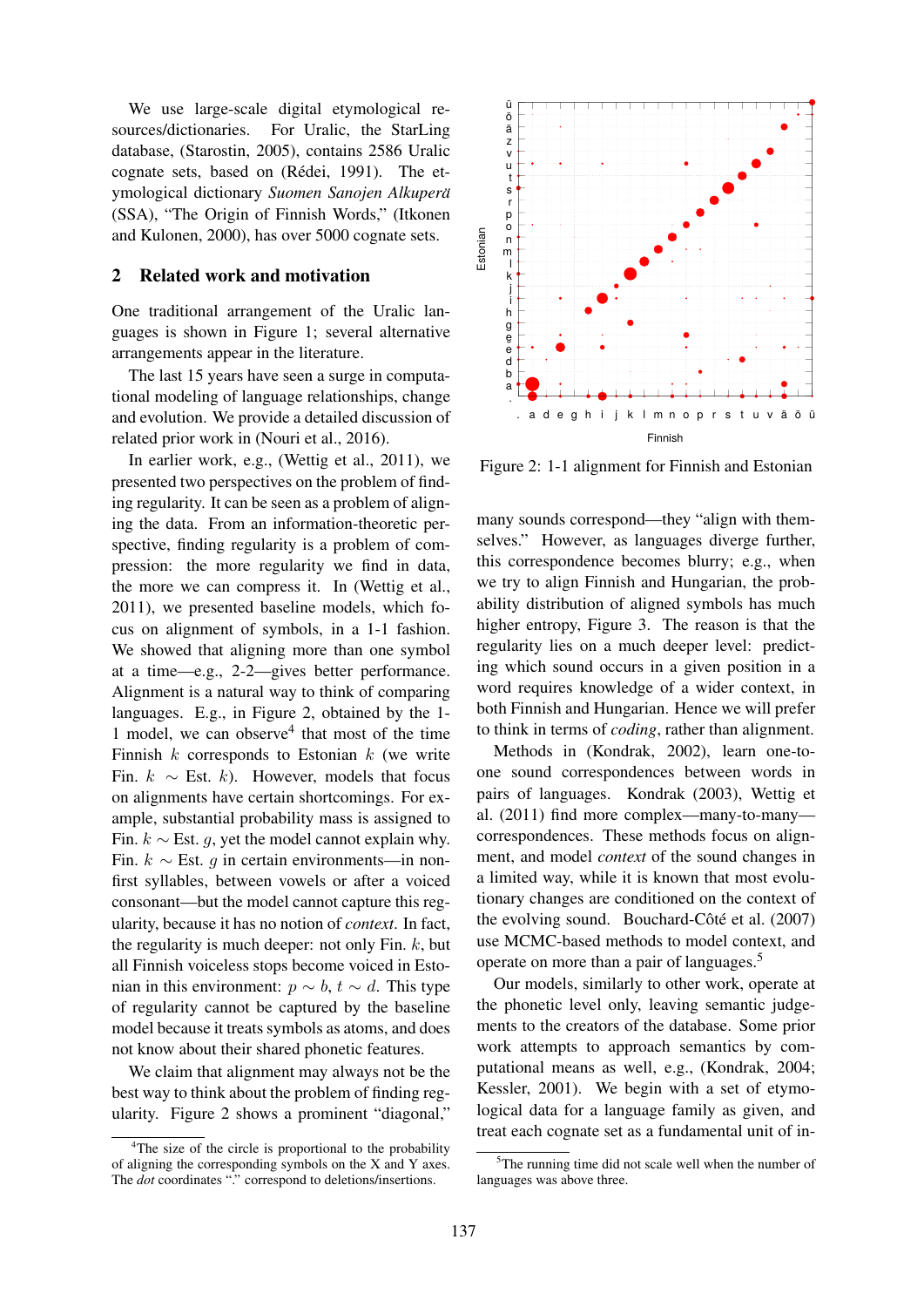We use large-scale digital etymological resources/dictionaries. For Uralic, the StarLing database, (Starostin, 2005), contains 2586 Uralic cognate sets, based on (Rédei, 1991). The etymological dictionary *Suomen Sanojen Alkuperä* (SSA), "The Origin of Finnish Words," (Itkonen and Kulonen, 2000), has over 5000 cognate sets.

## 2 Related work and motivation

One traditional arrangement of the Uralic languages is shown in Figure 1; several alternative arrangements appear in the literature.

The last 15 years have seen a surge in computational modeling of language relationships, change and evolution. We provide a detailed discussion of related prior work in (Nouri et al., 2016).

In earlier work, e.g., (Wettig et al., 2011), we presented two perspectives on the problem of finding regularity. It can be seen as a problem of aligning the data. From an information-theoretic perspective, finding regularity is a problem of compression: the more regularity we find in data, the more we can compress it. In (Wettig et al., 2011), we presented baseline models, which focus on alignment of symbols, in a 1-1 fashion. We showed that aligning more than one symbol at a time—e.g., 2-2—gives better performance. Alignment is a natural way to think of comparing languages. E.g., in Figure 2, obtained by the 1-1 model, we can observe[4] that most of the time Finnish $k$ corresponds to Estonian $k$ (we write Fin. $k$ $\sim$ Est. $k$). However, models that focus on alignments have certain shortcomings. For example, substantial probability mass is assigned to Fin. $k \sim$ Est. $g$, yet the model cannot explain why. Fin. $k \sim$ Est. $g$ in certain environments—in non-first syllables, between vowels or after a voiced consonant—but the model cannot capture this regularity, because it has no notion of *context*. In fact, the regularity is much deeper: not only Fin. $k$, but all Finnish voiceless stops become voiced in Estonian in this environment: $p \sim b$, $t \sim d$. This type of regularity cannot be captured by the baseline model because it treats symbols as atoms, and does not know about their shared phonetic features.

We claim that alignment may always not be the best way to think about the problem of finding regularity. Figure 2 shows a prominent "diagonal,"

[4] The size of the circle is proportional to the probability of aligning the corresponding symbols on the X and Y axes. The *dot* coordinates "." correspond to deletions/insertions.

Figure 2: 1-1 alignment for Finnish and Estonian

many sounds correspond—they "align with themselves." However, as languages diverge further, this correspondence becomes blurry; e.g., when we try to align Finnish and Hungarian, the probability distribution of aligned symbols has much higher entropy, Figure 3. The reason is that the regularity lies on a much deeper level: predicting which sound occurs in a given position in a word requires knowledge of a wider context, in both Finnish and Hungarian. Hence we will prefer to think in terms of *coding*, rather than alignment.

Methods in (Kondrak, 2002), learn one-to-one sound correspondences between words in pairs of languages. Kondrak (2003), Wettig et al. (2011) find more complex—many-to-many—correspondences. These methods focus on alignment, and model *context* of the sound changes in a limited way, while it is known that most evolutionary changes are conditioned on the context of the evolving sound. Bouchard-Côté et al. (2007) use MCMC-based methods to model context, and operate on more than a pair of languages.[5]

Our models, similarly to other work, operate at the phonetic level only, leaving semantic judgements to the creators of the database. Some prior work attempts to approach semantics by computational means as well, e.g., (Kondrak, 2004; Kessler, 2001). We begin with a set of etymological data for a language family as given, and treat each cognate set as a fundamental unit of in-

[5] The running time did not scale well when the number of languages was above three.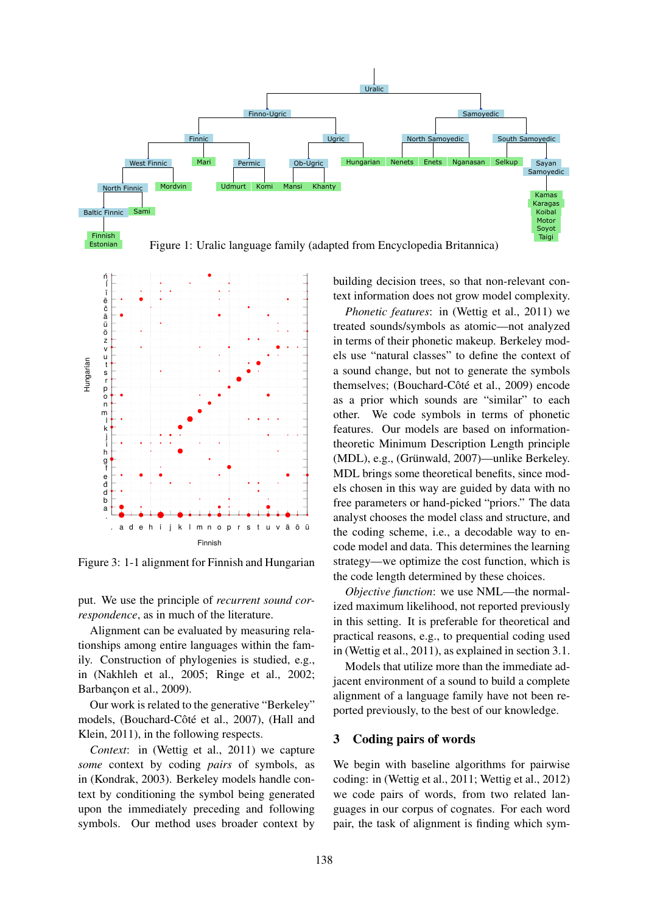Figure 1: Uralic language family (adapted from Encyclopedia Britannica)

Figure 3: 1-1 alignment for Finnish and Hungarian

put. We use the principle of *recurrent sound correspondence*, as in much of the literature.

Alignment can be evaluated by measuring relationships among entire languages within the family. Construction of phylogenies is studied, e.g., in (Nakhleh et al., 2005; Ringe et al., 2002; Barbançon et al., 2009).

Our work is related to the generative "Berkeley" models, (Bouchard-Côté et al., 2007), (Hall and Klein, 2011), in the following respects.

*Context*: in (Wettig et al., 2011) we capture *some* context by coding *pairs* of symbols, as in (Kondrak, 2003). Berkeley models handle context by conditioning the symbol being generated upon the immediately preceding and following symbols. Our method uses broader context by building decision trees, so that non-relevant context information does not grow model complexity.

*Phonetic features*: in (Wettig et al., 2011) we treated sounds/symbols as atomic—not analyzed in terms of their phonetic makeup. Berkeley models use "natural classes" to define the context of a sound change, but not to generate the symbols themselves; (Bouchard-Côté et al., 2009) encode as a prior which sounds are "similar" to each other. We code symbols in terms of phonetic features. Our models are based on information-theoretic Minimum Description Length principle (MDL), e.g., (Grünwald, 2007)—unlike Berkeley. MDL brings some theoretical benefits, since models chosen in this way are guided by data with no free parameters or hand-picked "priors." The data analyst chooses the model class and structure, and the coding scheme, i.e., a decodable way to encode model and data. This determines the learning strategy—we optimize the cost function, which is the code length determined by these choices.

*Objective function*: we use NML—the normalized maximum likelihood, not reported previously in this setting. It is preferable for theoretical and practical reasons, e.g., to prequential coding used in (Wettig et al., 2011), as explained in section 3.1.

Models that utilize more than the immediate adjacent environment of a sound to build a complete alignment of a language family have not been reported previously, to the best of our knowledge.

## 3 Coding pairs of words

We begin with baseline algorithms for pairwise coding: in (Wettig et al., 2011; Wettig et al., 2012) we code pairs of words, from two related languages in our corpus of cognates. For each word pair, the task of alignment is finding which sym-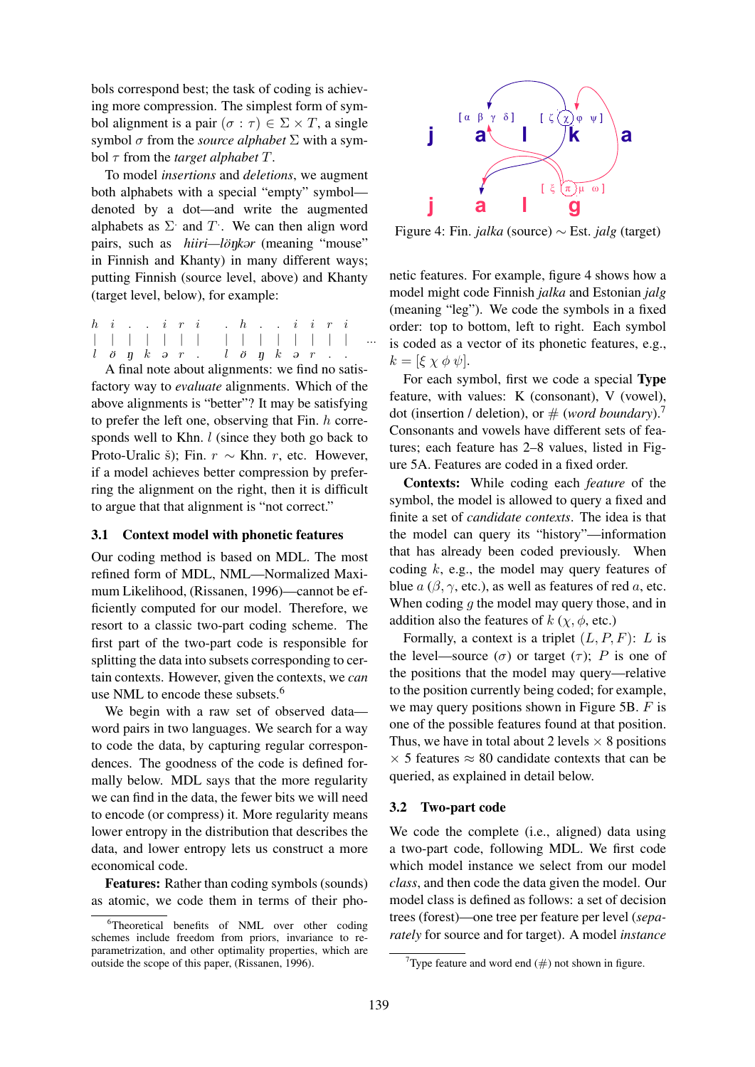bols correspond best; the task of coding is achieving more compression. The simplest form of symbol alignment is a pair $(\sigma : \tau) \in \Sigma \times T$, a single symbol $\sigma$ from the *source alphabet* $\Sigma$ with a symbol $\tau$ from the *target alphabet* $T$.

To model *insertions* and *deletions*, we augment both alphabets with a special "empty" symbol—denoted by a dot—and write the augmented alphabets as $\Sigma^{.}$ and $T^{.}$. We can then align word pairs, such as *hiiri—lönkər* (meaning "mouse" in Finnish and Khanty) in many different ways; putting Finnish (source level, above) and Khanty (target level, below), for example:

```
h  i  .  .  i  r  i       .  h  .  .  i  i  r  i
|  |  |  |  |  |  |       |  |  |  |  |  |  |  |    ...
l  ö  ŋ  k  ə  r  .       l  ö  ŋ  k  ə  r  .  .
```

A final note about alignments: we find no satisfactory way to *evaluate* alignments. Which of the above alignments is "better"? It may be satisfying to prefer the left one, observing that Fin. $h$ corresponds well to Khn. $l$ (since they both go back to Proto-Uralic š); Fin. $r$ ∼ Khn. $r$, etc. However, if a model achieves better compression by preferring the alignment on the right, then it is difficult to argue that that alignment is "not correct."

## 3.1 Context model with phonetic features

Our coding method is based on MDL. The most refined form of MDL, NML—Normalized Maximum Likelihood, (Rissanen, 1996)—cannot be efficiently computed for our model. Therefore, we resort to a classic two-part coding scheme. The first part of the two-part code is responsible for splitting the data into subsets corresponding to certain contexts. However, given the contexts, we *can* use NML to encode these subsets.[6]

We begin with a raw set of observed data—word pairs in two languages. We search for a way to code the data, by capturing regular correspondences. The goodness of the code is defined formally below. MDL says that the more regularity we can find in the data, the fewer bits we will need to encode (or compress) it. More regularity means lower entropy in the distribution that describes the data, and lower entropy lets us construct a more economical code.

**Features:** Rather than coding symbols (sounds) as atomic, we code them in terms of their phonetic features. For example, figure 4 shows how a model might code Finnish *jalka* and Estonian *jalg* (meaning "leg"). We code the symbols in a fixed order: top to bottom, left to right. Each symbol is coded as a vector of its phonetic features, e.g., $k = [\xi\ \chi\ \phi\ \psi]$.

Figure 4: Fin. *jalka* (source) ∼ Est. *jalg* (target)

For each symbol, first we code a special **Type** feature, with values: K (consonant), V (vowel), dot (insertion / deletion), or # (*word boundary*).[7] Consonants and vowels have different sets of features; each feature has 2–8 values, listed in Figure 5A. Features are coded in a fixed order.

**Contexts:** While coding each *feature* of the symbol, the model is allowed to query a fixed and finite a set of *candidate contexts*. The idea is that the model can query its "history"—information that has already been coded previously. When coding $k$, e.g., the model may query features of blue $a$ ($\beta, \gamma$, etc.), as well as features of red $a$, etc. When coding $g$ the model may query those, and in addition also the features of $k$ ($\chi, \phi$, etc.)

Formally, a context is a triplet $(L, P, F)$: $L$ is the level—source ($\sigma$) or target ($\tau$); $P$ is one of the positions that the model may query—relative to the position currently being coded; for example, we may query positions shown in Figure 5B. $F$ is one of the possible features found at that position. Thus, we have in total about 2 levels × 8 positions × 5 features ≈ 80 candidate contexts that can be queried, as explained in detail below.

## 3.2 Two-part code

We code the complete (i.e., aligned) data using a two-part code, following MDL. We first code which model instance we select from our model *class*, and then code the data given the model. Our model class is defined as follows: a set of decision trees (forest)—one tree per feature per level (*separately* for source and for target). A model *instance*

[6] Theoretical benefits of NML over other coding schemes include freedom from priors, invariance to reparametrization, and other optimality properties, which are outside the scope of this paper, (Rissanen, 1996).

[7] Type feature and word end (#) not shown in figure.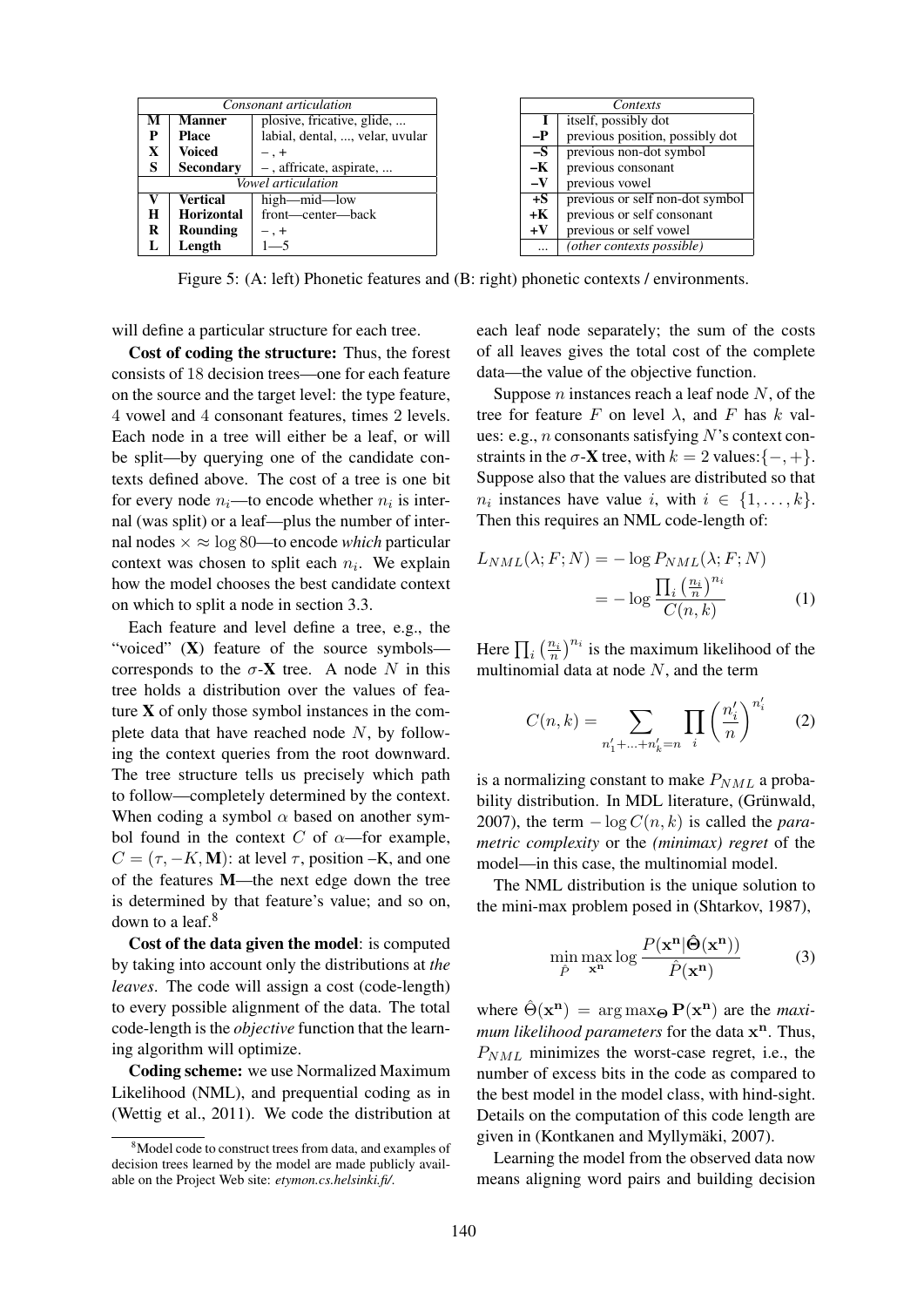| *Consonant articulation* | | |
|---|---|---|
| **M** | **Manner** | plosive, fricative, glide, ... |
| **P** | **Place** | labial, dental, ..., velar, uvular |
| **X** | **Voiced** | – , + |
| **S** | **Secondary** | – , affricate, aspirate, ... |
| *Vowel articulation* | | |
| **V** | **Vertical** | high—mid—low |
| **H** | **Horizontal** | front—center—back |
| **R** | **Rounding** | – , + |
| **L** | **Length** | 1—5 |

| *Contexts* | |
|---|---|
| **I** | itself, possibly dot |
| **–P** | previous position, possibly dot |
| **–S** | previous non-dot symbol |
| **–K** | previous consonant |
| **–V** | previous vowel |
| **+S** | previous or self non-dot symbol |
| **+K** | previous or self consonant |
| **+V** | previous or self vowel |
| ... | *(other contexts possible)* |

Figure 5: (A: left) Phonetic features and (B: right) phonetic contexts / environments.

will define a particular structure for each tree.

**Cost of coding the structure:** Thus, the forest consists of 18 decision trees—one for each feature on the source and the target level: the type feature, 4 vowel and 4 consonant features, times 2 levels. Each node in a tree will either be a leaf, or will be split—by querying one of the candidate contexts defined above. The cost of a tree is one bit for every node $n_i$—to encode whether $n_i$ is internal (was split) or a leaf—plus the number of internal nodes $\times \approx \log 80$—to encode *which* particular context was chosen to split each $n_i$. We explain how the model chooses the best candidate context on which to split a node in section 3.3.

Each feature and level define a tree, e.g., the "voiced" (**X**) feature of the source symbols—corresponds to the $\sigma$-**X** tree. A node $N$ in this tree holds a distribution over the values of feature **X** of only those symbol instances in the complete data that have reached node $N$, by following the context queries from the root downward. The tree structure tells us precisely which path to follow—completely determined by the context. When coding a symbol $\alpha$ based on another symbol found in the context $C$ of $\alpha$—for example, $C = (\tau, -K, \mathbf{M})$: at level $\tau$, position –K, and one of the features **M**—the next edge down the tree is determined by that feature's value; and so on, down to a leaf.[8]

**Cost of the data given the model**: is computed by taking into account only the distributions at *the leaves*. The code will assign a cost (code-length) to every possible alignment of the data. The total code-length is the *objective* function that the learning algorithm will optimize.

**Coding scheme:** we use Normalized Maximum Likelihood (NML), and prequential coding as in (Wettig et al., 2011). We code the distribution at each leaf node separately; the sum of the costs of all leaves gives the total cost of the complete data—the value of the objective function.

Suppose $n$ instances reach a leaf node $N$, of the tree for feature $F$ on level $\lambda$, and $F$ has $k$ values: e.g., $n$ consonants satisfying $N$'s context constraints in the $\sigma$-**X** tree, with $k = 2$ values:$\{-, +\}$. Suppose also that the values are distributed so that $n_i$ instances have value $i$, with $i \in \{1, \dots, k\}$. Then this requires an NML code-length of:

$$L_{NML}(\lambda; F; N) = -\log P_{NML}(\lambda; F; N) = -\log \frac{\prod_i \left(\frac{n_i}{n}\right)^{n_i}}{C(n,k)} \quad (1)$$

Here $\prod_i \left(\frac{n_i}{n}\right)^{n_i}$ is the maximum likelihood of the multinomial data at node $N$, and the term

$$C(n,k) = \sum_{n'_1 + \ldots + n'_k = n} \prod_i \left(\frac{n'_i}{n}\right)^{n'_i} \quad (2)$$

is a normalizing constant to make $P_{NML}$ a probability distribution. In MDL literature, (Grünwald, 2007), the term $-\log C(n,k)$ is called the *parametric complexity* or the *(minimax) regret* of the model—in this case, the multinomial model.

The NML distribution is the unique solution to the mini-max problem posed in (Shtarkov, 1987),

$$\min_{\hat{P}} \max_{\mathbf{x^n}} \log \frac{P(\mathbf{x^n}|\hat{\mathbf{\Theta}}(\mathbf{x^n}))}{\hat{P}(\mathbf{x^n})} \quad (3)$$

where $\hat{\Theta}(\mathbf{x^n}) = \arg\max_{\mathbf{\Theta}} \mathbf{P}(\mathbf{x^n})$ are the *maximum likelihood parameters* for the data $\mathbf{x^n}$. Thus, $P_{NML}$ minimizes the worst-case regret, i.e., the number of excess bits in the code as compared to the best model in the model class, with hind-sight. Details on the computation of this code length are given in (Kontkanen and Myllymäki, 2007).

Learning the model from the observed data now means aligning word pairs and building decision

[8] Model code to construct trees from data, and examples of decision trees learned by the model are made publicly available on the Project Web site: *etymon.cs.helsinki.fi/*.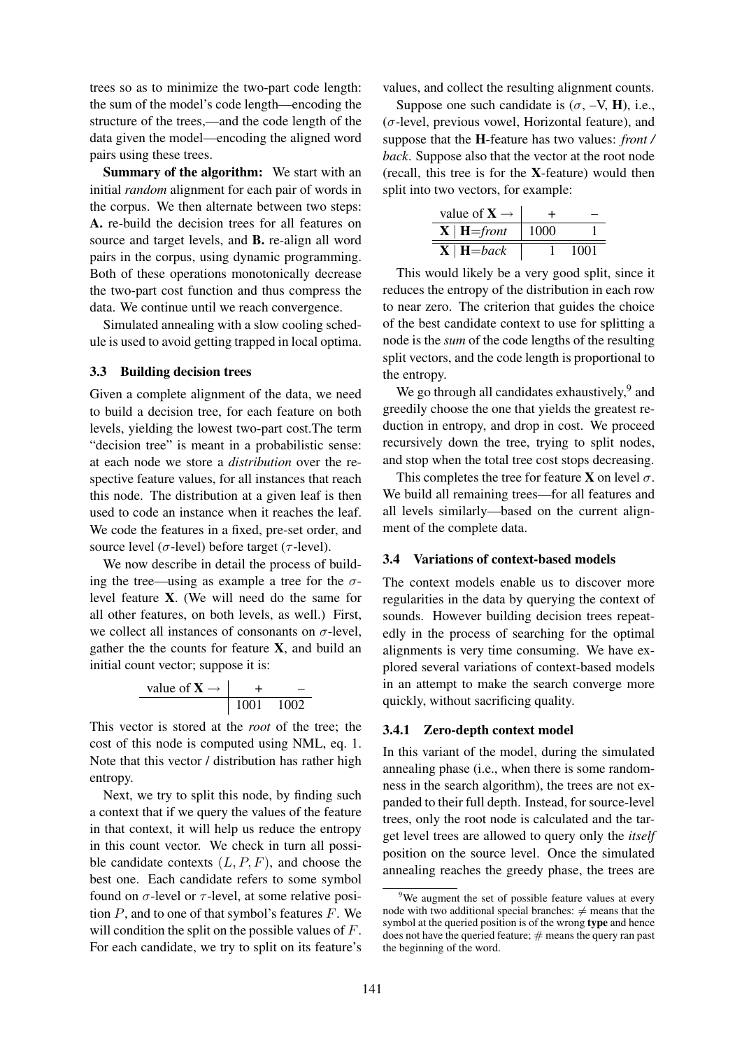trees so as to minimize the two-part code length: the sum of the model's code length—encoding the structure of the trees,—and the code length of the data given the model—encoding the aligned word pairs using these trees.

**Summary of the algorithm:** We start with an initial *random* alignment for each pair of words in the corpus. We then alternate between two steps: **A.** re-build the decision trees for all features on source and target levels, and **B.** re-align all word pairs in the corpus, using dynamic programming. Both of these operations monotonically decrease the two-part cost function and thus compress the data. We continue until we reach convergence.

Simulated annealing with a slow cooling schedule is used to avoid getting trapped in local optima.

### 3.3 Building decision trees

Given a complete alignment of the data, we need to build a decision tree, for each feature on both levels, yielding the lowest two-part cost.The term "decision tree" is meant in a probabilistic sense: at each node we store a *distribution* over the respective feature values, for all instances that reach this node. The distribution at a given leaf is then used to code an instance when it reaches the leaf. We code the features in a fixed, pre-set order, and source level ($\sigma$-level) before target ($\tau$-level).

We now describe in detail the process of building the tree—using as example a tree for the $\sigma$-level feature **X**. (We will need do the same for all other features, on both levels, as well.) First, we collect all instances of consonants on $\sigma$-level, gather the the counts for feature **X**, and build an initial count vector; suppose it is:

| value of **X** → | + | – |
|---|---|---|
| | 1001 | 1002 |

This vector is stored at the *root* of the tree; the cost of this node is computed using NML, eq. 1. Note that this vector / distribution has rather high entropy.

Next, we try to split this node, by finding such a context that if we query the values of the feature in that context, it will help us reduce the entropy in this count vector. We check in turn all possible candidate contexts $(L, P, F)$, and choose the best one. Each candidate refers to some symbol found on $\sigma$-level or $\tau$-level, at some relative position $P$, and to one of that symbol's features $F$. We will condition the split on the possible values of $F$. For each candidate, we try to split on its feature's values, and collect the resulting alignment counts.

Suppose one such candidate is ($\sigma$, –V, **H**), i.e., ($\sigma$-level, previous vowel, Horizontal feature), and suppose that the **H**-feature has two values: *front / back*. Suppose also that the vector at the root node (recall, this tree is for the **X**-feature) would then split into two vectors, for example:

| value of **X** → | + | – |
|---|---|---|
| **X** \| **H**=*front* | 1000 | 1 |
| **X** \| **H**=*back* | 1 | 1001 |

This would likely be a very good split, since it reduces the entropy of the distribution in each row to near zero. The criterion that guides the choice of the best candidate context to use for splitting a node is the *sum* of the code lengths of the resulting split vectors, and the code length is proportional to the entropy.

We go through all candidates exhaustively,[9] and greedily choose the one that yields the greatest reduction in entropy, and drop in cost. We proceed recursively down the tree, trying to split nodes, and stop when the total tree cost stops decreasing.

This completes the tree for feature **X** on level $\sigma$. We build all remaining trees—for all features and all levels similarly—based on the current alignment of the complete data.

### 3.4 Variations of context-based models

The context models enable us to discover more regularities in the data by querying the context of sounds. However building decision trees repeatedly in the process of searching for the optimal alignments is very time consuming. We have explored several variations of context-based models in an attempt to make the search converge more quickly, without sacrificing quality.

#### 3.4.1 Zero-depth context model

In this variant of the model, during the simulated annealing phase (i.e., when there is some randomness in the search algorithm), the trees are not expanded to their full depth. Instead, for source-level trees, only the root node is calculated and the target level trees are allowed to query only the *itself* position on the source level. Once the simulated annealing reaches the greedy phase, the trees are

[9] We augment the set of possible feature values at every node with two additional special branches: $\neq$ means that the symbol at the queried position is of the wrong **type** and hence does not have the queried feature; # means the query ran past the beginning of the word.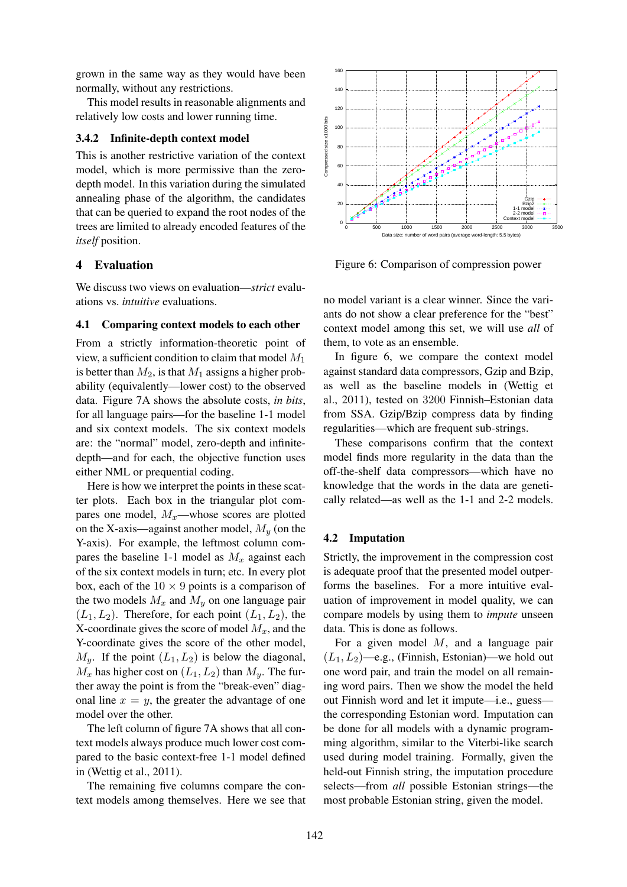grown in the same way as they would have been normally, without any restrictions.

This model results in reasonable alignments and relatively low costs and lower running time.

### 3.4.2 Infinite-depth context model

This is another restrictive variation of the context model, which is more permissive than the zero-depth model. In this variation during the simulated annealing phase of the algorithm, the candidates that can be queried to expand the root nodes of the trees are limited to already encoded features of the *itself* position.

## 4 Evaluation

We discuss two views on evaluation—*strict* evaluations vs. *intuitive* evaluations.

### 4.1 Comparing context models to each other

From a strictly information-theoretic point of view, a sufficient condition to claim that model $M_1$ is better than $M_2$, is that $M_1$ assigns a higher probability (equivalently—lower cost) to the observed data. Figure 7A shows the absolute costs, *in bits*, for all language pairs—for the baseline 1-1 model and six context models. The six context models are: the "normal" model, zero-depth and infinite-depth—and for each, the objective function uses either NML or prequential coding.

Here is how we interpret the points in these scatter plots. Each box in the triangular plot compares one model, $M_x$—whose scores are plotted on the X-axis—against another model, $M_y$ (on the Y-axis). For example, the leftmost column compares the baseline 1-1 model as $M_x$ against each of the six context models in turn; etc. In every plot box, each of the $10 \times 9$ points is a comparison of the two models $M_x$ and $M_y$ on one language pair $(L_1, L_2)$. Therefore, for each point $(L_1, L_2)$, the X-coordinate gives the score of model $M_x$, and the Y-coordinate gives the score of the other model, $M_y$. If the point $(L_1, L_2)$ is below the diagonal, $M_x$ has higher cost on $(L_1, L_2)$ than $M_y$. The further away the point is from the "break-even" diagonal line $x = y$, the greater the advantage of one model over the other.

The left column of figure 7A shows that all context models always produce much lower cost compared to the basic context-free 1-1 model defined in (Wettig et al., 2011).

The remaining five columns compare the context models among themselves. Here we see that no model variant is a clear winner. Since the variants do not show a clear preference for the "best" context model among this set, we will use *all* of them, to vote as an ensemble.

Figure 6: Comparison of compression power

In figure 6, we compare the context model against standard data compressors, Gzip and Bzip, as well as the baseline models in (Wettig et al., 2011), tested on 3200 Finnish–Estonian data from SSA. Gzip/Bzip compress data by finding regularities—which are frequent sub-strings.

These comparisons confirm that the context model finds more regularity in the data than the off-the-shelf data compressors—which have no knowledge that the words in the data are genetically related—as well as the 1-1 and 2-2 models.

### 4.2 Imputation

Strictly, the improvement in the compression cost is adequate proof that the presented model outperforms the baselines. For a more intuitive evaluation of improvement in model quality, we can compare models by using them to *impute* unseen data. This is done as follows.

For a given model $M$, and a language pair $(L_1, L_2)$—e.g., (Finnish, Estonian)—we hold out one word pair, and train the model on all remaining word pairs. Then we show the model the held out Finnish word and let it impute—i.e., guess—the corresponding Estonian word. Imputation can be done for all models with a dynamic programming algorithm, similar to the Viterbi-like search used during model training. Formally, given the held-out Finnish string, the imputation procedure selects—from *all* possible Estonian strings—the most probable Estonian string, given the model.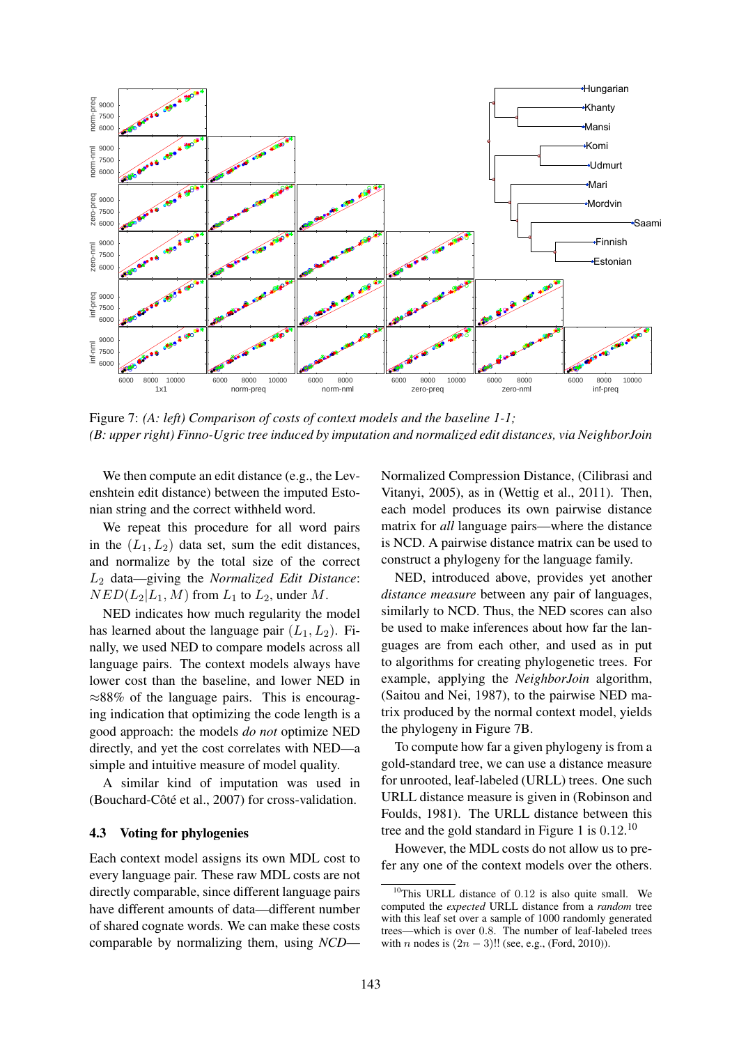Figure 7: *(A: left) Comparison of costs of context models and the baseline 1-1; (B: upper right) Finno-Ugric tree induced by imputation and normalized edit distances, via NeighborJoin*

We then compute an edit distance (e.g., the Levenshtein edit distance) between the imputed Estonian string and the correct withheld word.

We repeat this procedure for all word pairs in the $(L_1, L_2)$ data set, sum the edit distances, and normalize by the total size of the correct $L_2$ data—giving the *Normalized Edit Distance*: $NED(L_2|L_1, M)$ from $L_1$ to $L_2$, under $M$.

NED indicates how much regularity the model has learned about the language pair $(L_1, L_2)$. Finally, we used NED to compare models across all language pairs. The context models always have lower cost than the baseline, and lower NED in $\approx 88\%$ of the language pairs. This is encouraging indication that optimizing the code length is a good approach: the models *do not* optimize NED directly, and yet the cost correlates with NED—a simple and intuitive measure of model quality.

A similar kind of imputation was used in (Bouchard-Côté et al., 2007) for cross-validation.

### 4.3 Voting for phylogenies

Each context model assigns its own MDL cost to every language pair. These raw MDL costs are not directly comparable, since different language pairs have different amounts of data—different number of shared cognate words. We can make these costs comparable by normalizing them, using *NCD*—Normalized Compression Distance, (Cilibrasi and Vitanyi, 2005), as in (Wettig et al., 2011). Then, each model produces its own pairwise distance matrix for *all* language pairs—where the distance is NCD. A pairwise distance matrix can be used to construct a phylogeny for the language family.

NED, introduced above, provides yet another *distance measure* between any pair of languages, similarly to NCD. Thus, the NED scores can also be used to make inferences about how far the languages are from each other, and used as in put to algorithms for creating phylogenetic trees. For example, applying the *NeighborJoin* algorithm, (Saitou and Nei, 1987), to the pairwise NED matrix produced by the normal context model, yields the phylogeny in Figure 7B.

To compute how far a given phylogeny is from a gold-standard tree, we can use a distance measure for unrooted, leaf-labeled (URLL) trees. One such URLL distance measure is given in (Robinson and Foulds, 1981). The URLL distance between this tree and the gold standard in Figure 1 is 0.12.[10]

However, the MDL costs do not allow us to prefer any one of the context models over the others.

[10] This URLL distance of 0.12 is also quite small. We computed the *expected* URLL distance from a *random* tree with this leaf set over a sample of 1000 randomly generated trees—which is over 0.8. The number of leaf-labeled trees with $n$ nodes is $(2n-3)!!$ (see, e.g., (Ford, 2010)).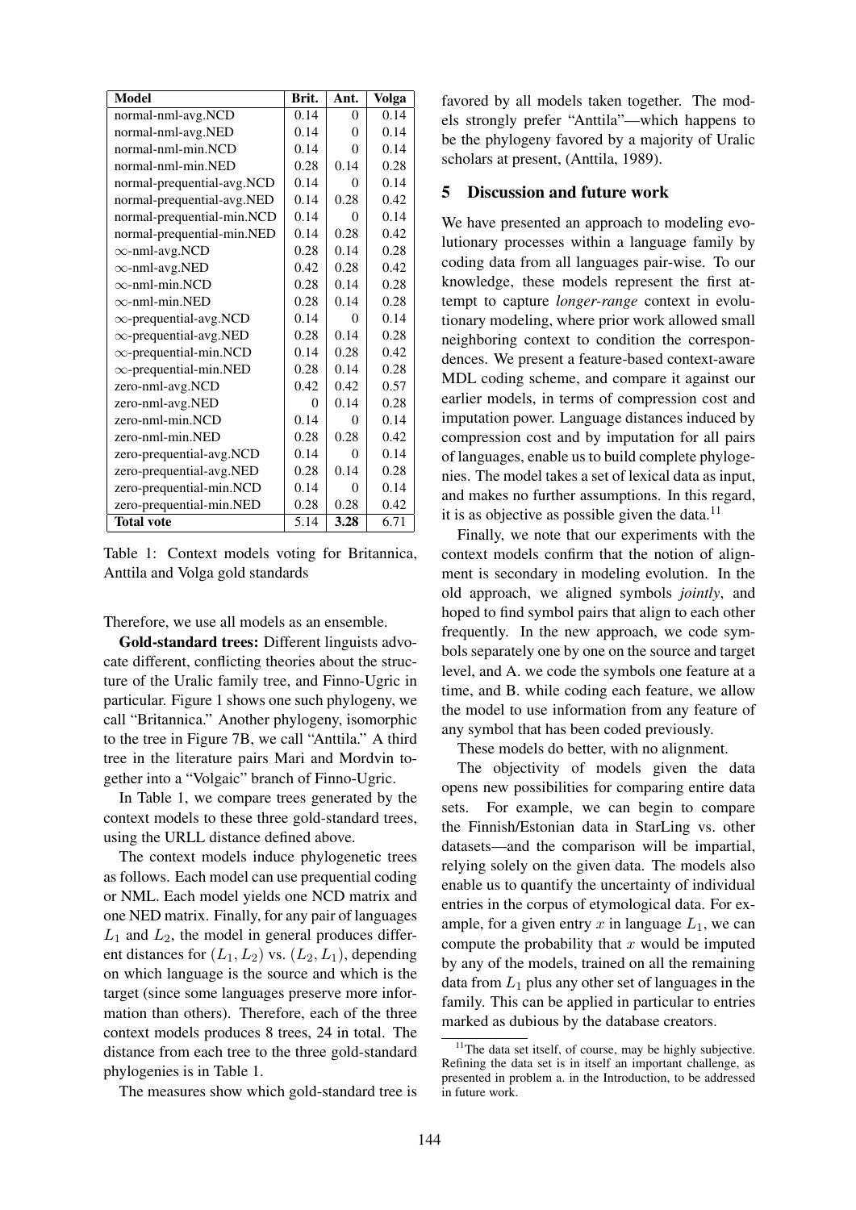| Model | Brit. | Ant. | Volga |
| --- | --- | --- | --- |
| normal-nml-avg.NCD | 0.14 | 0 | 0.14 |
| normal-nml-avg.NED | 0.14 | 0 | 0.14 |
| normal-nml-min.NCD | 0.14 | 0 | 0.14 |
| normal-nml-min.NED | 0.28 | 0.14 | 0.28 |
| normal-prequential-avg.NCD | 0.14 | 0 | 0.14 |
| normal-prequential-avg.NED | 0.14 | 0.28 | 0.42 |
| normal-prequential-min.NCD | 0.14 | 0 | 0.14 |
| normal-prequential-min.NED | 0.14 | 0.28 | 0.42 |
| $\infty$-nml-avg.NCD | 0.28 | 0.14 | 0.28 |
| $\infty$-nml-avg.NED | 0.42 | 0.28 | 0.42 |
| $\infty$-nml-min.NCD | 0.28 | 0.14 | 0.28 |
| $\infty$-nml-min.NED | 0.28 | 0.14 | 0.28 |
| $\infty$-prequential-avg.NCD | 0.14 | 0 | 0.14 |
| $\infty$-prequential-avg.NED | 0.28 | 0.14 | 0.28 |
| $\infty$-prequential-min.NCD | 0.14 | 0.28 | 0.42 |
| $\infty$-prequential-min.NED | 0.28 | 0.14 | 0.28 |
| zero-nml-avg.NCD | 0.42 | 0.42 | 0.57 |
| zero-nml-avg.NED | 0 | 0.14 | 0.28 |
| zero-nml-min.NCD | 0.14 | 0 | 0.14 |
| zero-nml-min.NED | 0.28 | 0.28 | 0.42 |
| zero-prequential-avg.NCD | 0.14 | 0 | 0.14 |
| zero-prequential-avg.NED | 0.28 | 0.14 | 0.28 |
| zero-prequential-min.NCD | 0.14 | 0 | 0.14 |
| zero-prequential-min.NED | 0.28 | 0.28 | 0.42 |
| **Total vote** | 5.14 | **3.28** | 6.71 |

Table 1: Context models voting for Britannica, Anttila and Volga gold standards

Therefore, we use all models as an ensemble.

**Gold-standard trees:** Different linguists advocate different, conflicting theories about the structure of the Uralic family tree, and Finno-Ugric in particular. Figure 1 shows one such phylogeny, we call "Britannica." Another phylogeny, isomorphic to the tree in Figure 7B, we call "Anttila." A third tree in the literature pairs Mari and Mordvin together into a "Volgaic" branch of Finno-Ugric.

In Table 1, we compare trees generated by the context models to these three gold-standard trees, using the URLL distance defined above.

The context models induce phylogenetic trees as follows. Each model can use prequential coding or NML. Each model yields one NCD matrix and one NED matrix. Finally, for any pair of languages $L_1$ and $L_2$, the model in general produces different distances for $(L_1, L_2)$ vs. $(L_2, L_1)$, depending on which language is the source and which is the target (since some languages preserve more information than others). Therefore, each of the three context models produces 8 trees, 24 in total. The distance from each tree to the three gold-standard phylogenies is in Table 1.

The measures show which gold-standard tree is favored by all models taken together. The models strongly prefer "Anttila"—which happens to be the phylogeny favored by a majority of Uralic scholars at present, (Anttila, 1989).

## 5 Discussion and future work

We have presented an approach to modeling evolutionary processes within a language family by coding data from all languages pair-wise. To our knowledge, these models represent the first attempt to capture *longer-range* context in evolutionary modeling, where prior work allowed small neighboring context to condition the correspondences. We present a feature-based context-aware MDL coding scheme, and compare it against our earlier models, in terms of compression cost and imputation power. Language distances induced by compression cost and by imputation for all pairs of languages, enable us to build complete phylogenies. The model takes a set of lexical data as input, and makes no further assumptions. In this regard, it is as objective as possible given the data.[11]

Finally, we note that our experiments with the context models confirm that the notion of alignment is secondary in modeling evolution. In the old approach, we aligned symbols *jointly*, and hoped to find symbol pairs that align to each other frequently. In the new approach, we code symbols separately one by one on the source and target level, and A. we code the symbols one feature at a time, and B. while coding each feature, we allow the model to use information from any feature of any symbol that has been coded previously.

These models do better, with no alignment.

The objectivity of models given the data opens new possibilities for comparing entire data sets. For example, we can begin to compare the Finnish/Estonian data in StarLing vs. other datasets—and the comparison will be impartial, relying solely on the given data. The models also enable us to quantify the uncertainty of individual entries in the corpus of etymological data. For example, for a given entry $x$ in language $L_1$, we can compute the probability that $x$ would be imputed by any of the models, trained on all the remaining data from $L_1$ plus any other set of languages in the family. This can be applied in particular to entries marked as dubious by the database creators.

[11]The data set itself, of course, may be highly subjective. Refining the data set is in itself an important challenge, as presented in problem a. in the Introduction, to be addressed in future work.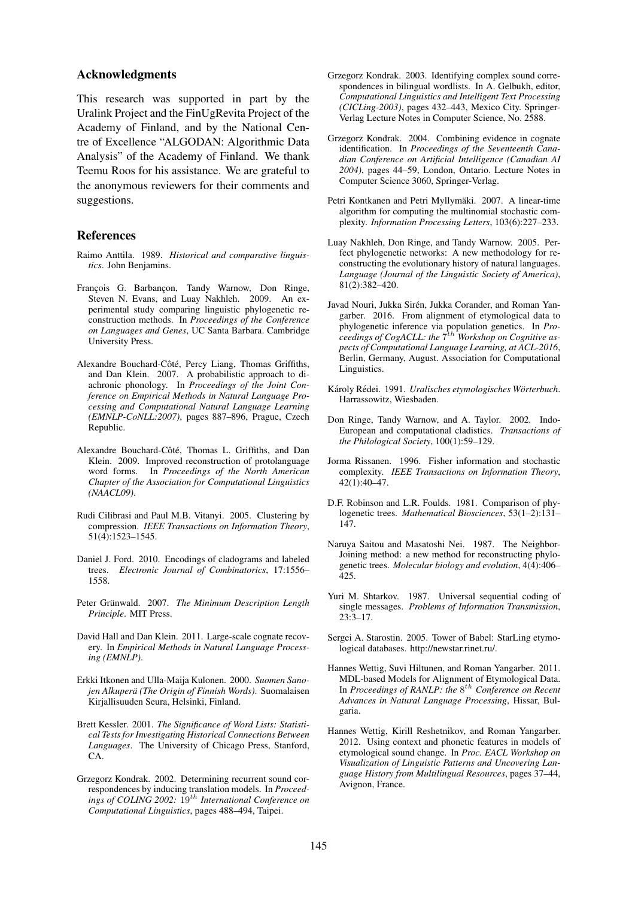## Acknowledgments

This research was supported in part by the Uralink Project and the FinUgRevita Project of the Academy of Finland, and by the National Centre of Excellence "ALGODAN: Algorithmic Data Analysis" of the Academy of Finland. We thank Teemu Roos for his assistance. We are grateful to the anonymous reviewers for their comments and suggestions.

## References

Raimo Anttila. 1989. *Historical and comparative linguistics*. John Benjamins.

François G. Barbançon, Tandy Warnow, Don Ringe, Steven N. Evans, and Luay Nakhleh. 2009. An experimental study comparing linguistic phylogenetic reconstruction methods. In *Proceedings of the Conference on Languages and Genes*, UC Santa Barbara. Cambridge University Press.

Alexandre Bouchard-Côté, Percy Liang, Thomas Griffiths, and Dan Klein. 2007. A probabilistic approach to diachronic phonology. In *Proceedings of the Joint Conference on Empirical Methods in Natural Language Processing and Computational Natural Language Learning (EMNLP-CoNLL:2007)*, pages 887–896, Prague, Czech Republic.

Alexandre Bouchard-Côté, Thomas L. Griffiths, and Dan Klein. 2009. Improved reconstruction of protolanguage word forms. In *Proceedings of the North American Chapter of the Association for Computational Linguistics (NAACL09)*.

Rudi Cilibrasi and Paul M.B. Vitanyi. 2005. Clustering by compression. *IEEE Transactions on Information Theory*, 51(4):1523–1545.

Daniel J. Ford. 2010. Encodings of cladograms and labeled trees. *Electronic Journal of Combinatorics*, 17:1556–1558.

Peter Grünwald. 2007. *The Minimum Description Length Principle*. MIT Press.

David Hall and Dan Klein. 2011. Large-scale cognate recovery. In *Empirical Methods in Natural Language Processing (EMNLP)*.

Erkki Itkonen and Ulla-Maija Kulonen. 2000. *Suomen Sanojen Alkuperä (The Origin of Finnish Words)*. Suomalaisen Kirjallisuuden Seura, Helsinki, Finland.

Brett Kessler. 2001. *The Significance of Word Lists: Statistical Tests for Investigating Historical Connections Between Languages*. The University of Chicago Press, Stanford, CA.

Grzegorz Kondrak. 2002. Determining recurrent sound correspondences by inducing translation models. In *Proceedings of COLING 2002: $19^{th}$ International Conference on Computational Linguistics*, pages 488–494, Taipei.

Grzegorz Kondrak. 2003. Identifying complex sound correspondences in bilingual wordlists. In A. Gelbukh, editor, *Computational Linguistics and Intelligent Text Processing (CICLing-2003)*, pages 432–443, Mexico City. Springer-Verlag Lecture Notes in Computer Science, No. 2588.

Grzegorz Kondrak. 2004. Combining evidence in cognate identification. In *Proceedings of the Seventeenth Canadian Conference on Artificial Intelligence (Canadian AI 2004)*, pages 44–59, London, Ontario. Lecture Notes in Computer Science 3060, Springer-Verlag.

Petri Kontkanen and Petri Myllymäki. 2007. A linear-time algorithm for computing the multinomial stochastic complexity. *Information Processing Letters*, 103(6):227–233.

Luay Nakhleh, Don Ringe, and Tandy Warnow. 2005. Perfect phylogenetic networks: A new methodology for reconstructing the evolutionary history of natural languages. *Language (Journal of the Linguistic Society of America)*, 81(2):382–420.

Javad Nouri, Jukka Sirén, Jukka Corander, and Roman Yangarber. 2016. From alignment of etymological data to phylogenetic inference via population genetics. In *Proceedings of CogACLL: the $7^{th}$ Workshop on Cognitive aspects of Computational Language Learning, at ACL-2016*, Berlin, Germany, August. Association for Computational Linguistics.

Károly Rédei. 1991. *Uralisches etymologisches Wörterbuch*. Harrassowitz, Wiesbaden.

Don Ringe, Tandy Warnow, and A. Taylor. 2002. Indo-European and computational cladistics. *Transactions of the Philological Society*, 100(1):59–129.

Jorma Rissanen. 1996. Fisher information and stochastic complexity. *IEEE Transactions on Information Theory*, 42(1):40–47.

D.F. Robinson and L.R. Foulds. 1981. Comparison of phylogenetic trees. *Mathematical Biosciences*, 53(1–2):131–147.

Naruya Saitou and Masatoshi Nei. 1987. The Neighbor-Joining method: a new method for reconstructing phylogenetic trees. *Molecular biology and evolution*, 4(4):406–425.

Yuri M. Shtarkov. 1987. Universal sequential coding of single messages. *Problems of Information Transmission*, 23:3–17.

Sergei A. Starostin. 2005. Tower of Babel: StarLing etymological databases. http://newstar.rinet.ru/.

Hannes Wettig, Suvi Hiltunen, and Roman Yangarber. 2011. MDL-based Models for Alignment of Etymological Data. In *Proceedings of RANLP: the $8^{th}$ Conference on Recent Advances in Natural Language Processing*, Hissar, Bulgaria.

Hannes Wettig, Kirill Reshetnikov, and Roman Yangarber. 2012. Using context and phonetic features in models of etymological sound change. In *Proc. EACL Workshop on Visualization of Linguistic Patterns and Uncovering Language History from Multilingual Resources*, pages 37–44, Avignon, France.